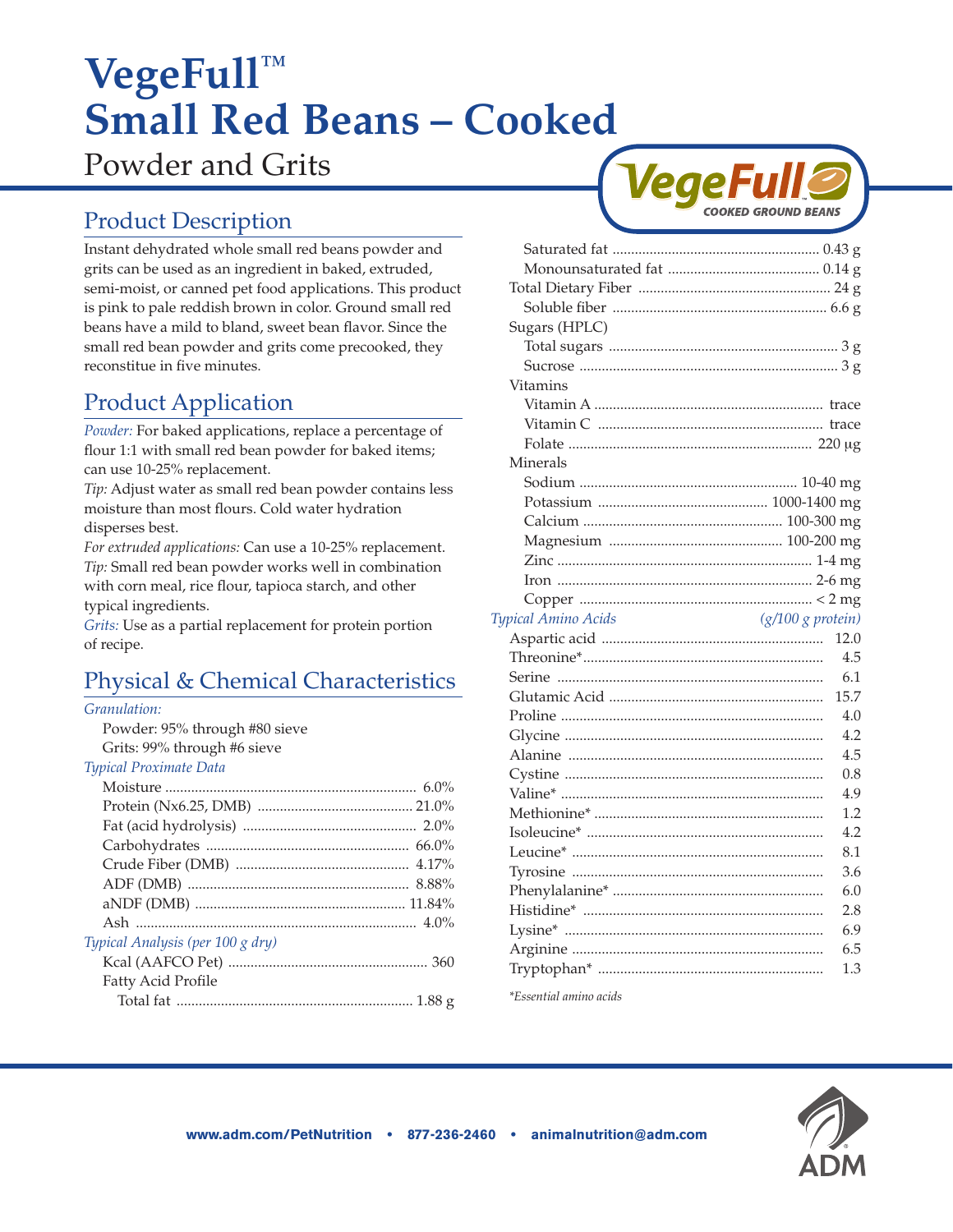# VegeFull™ Small Red Beans – Cooked

Powder and Grits

## Product Description

Instant dehydrated whole small red beans powder and grits can be used as an ingredient in baked, extruded, semi-moist, or canned pet food applications. This product is pink to pale reddish brown in color. Ground small red beans have a mild to bland, sweet bean flavor. Since the small red bean powder and grits come precooked, they reconstitue in five minutes.

## Product Application

*Powder:* For baked applications, replace a percentage of flour 1:1 with small red bean powder for baked items; can use 10-25% replacement.

*Tip:* Adjust water as small red bean powder contains less moisture than most flours. Cold water hydration disperses best.

*For extruded applications:* Can use a 10-25% replacement.

*Tip:* Small red bean powder works well in combination with corn meal, rice flour, tapioca starch, and other typical ingredients.

*Grits:* Use as a partial replacement for protein portion of recipe.

## Physical & Chemical Characteristics

*Granulation:*

- Powder: 95% through #80 sieve
- Grits: 99% through #6 sieve

*Typical Proximate Data*

| Item | Value |
|---|---|
| Moisture | 6.0% |
| Protein (Nx6.25, DMB) | 21.0% |
| Fat (acid hydrolysis) | 2.0% |
| Carbohydrates | 66.0% |
| Crude Fiber (DMB) | 4.17% |
| ADF (DMB) | 8.88% |
| aNDF (DMB) | 11.84% |
| Ash | 4.0% |

*Typical Analysis (per 100 g dry)*

| Item | Value |
|---|---|
| Kcal (AAFCO Pet) | 360 |
| Fatty Acid Profile | |
| Total fat | 1.88 g |
| Saturated fat | 0.43 g |
| Monounsaturated fat | 0.14 g |
| Total Dietary Fiber | 24 g |
| Soluble fiber | 6.6 g |
| Sugars (HPLC) | |
| Total sugars | 3 g |
| Sucrose | 3 g |
| Vitamins | |
| Vitamin A | trace |
| Vitamin C | trace |
| Folate | 220 µg |
| Minerals | |
| Sodium | 10-40 mg |
| Potassium | 1000-1400 mg |
| Calcium | 100-300 mg |
| Magnesium | 100-200 mg |
| Zinc | 1-4 mg |
| Iron | 2-6 mg |
| Copper | < 2 mg |

| *Typical Amino Acids* | *(g/100 g protein)* |
|---|---|
| Aspartic acid | 12.0 |
| Threonine* | 4.5 |
| Serine | 6.1 |
| Glutamic Acid | 15.7 |
| Proline | 4.0 |
| Glycine | 4.2 |
| Alanine | 4.5 |
| Cystine | 0.8 |
| Valine* | 4.9 |
| Methionine* | 1.2 |
| Isoleucine* | 4.2 |
| Leucine* | 8.1 |
| Tyrosine | 3.6 |
| Phenylalanine* | 6.0 |
| Histidine* | 2.8 |
| Lysine* | 6.9 |
| Arginine | 6.5 |
| Tryptophan* | 1.3 |

*\*Essential amino acids*

www.adm.com/PetNutrition • 877-236-2460 • animalnutrition@adm.com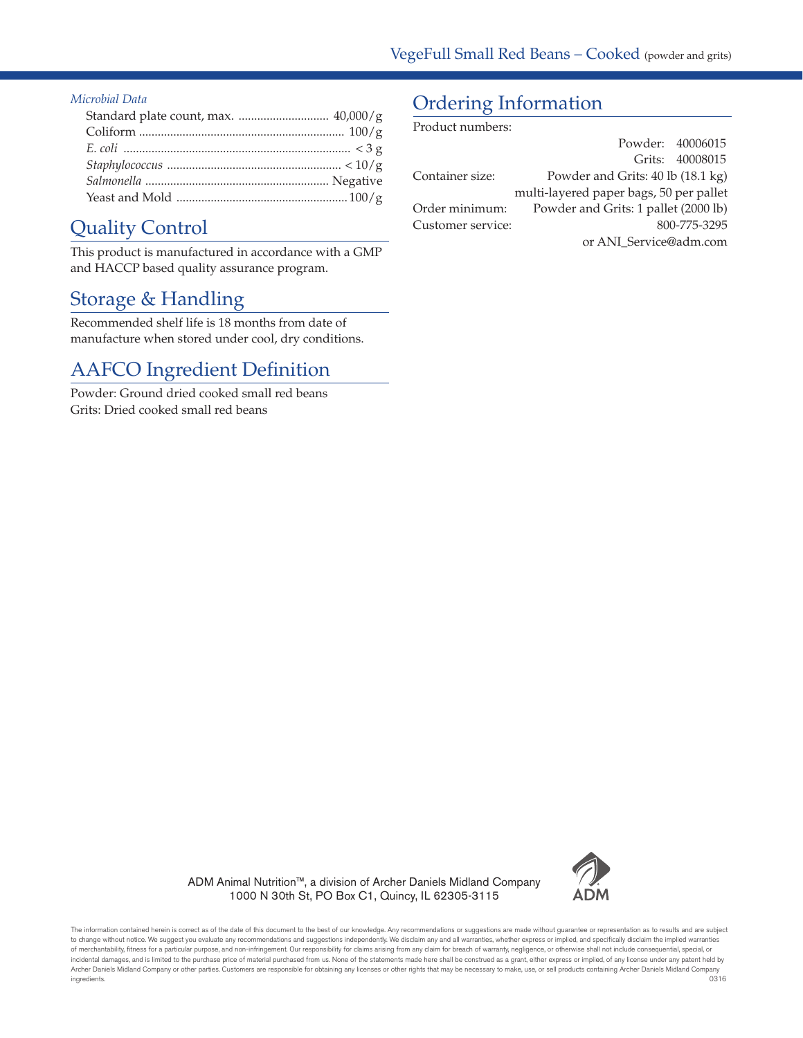*Microbial Data*

| | |
|---|---|
| Standard plate count, max. | 40,000/g |
| Coliform | 100/g |
| *E. coli* | < 3 g |
| *Staphylococcus* | < 10/g |
| *Salmonella* | Negative |
| Yeast and Mold | 100/g |

## Quality Control

This product is manufactured in accordance with a GMP and HACCP based quality assurance program.

## Storage & Handling

Recommended shelf life is 18 months from date of manufacture when stored under cool, dry conditions.

## AAFCO Ingredient Definition

Powder: Ground dried cooked small red beans
Grits: Dried cooked small red beans

## Ordering Information

| | |
|---|---|
| Product numbers: | |
| | Powder: 40006015 |
| | Grits: 40008015 |
| Container size: | Powder and Grits: 40 lb (18.1 kg) multi-layered paper bags, 50 per pallet |
| Order minimum: | Powder and Grits: 1 pallet (2000 lb) |
| Customer service: | 800-775-3295 or ANI_Service@adm.com |

ADM Animal Nutrition™, a division of Archer Daniels Midland Company
1000 N 30th St, PO Box C1, Quincy, IL 62305-3115

ADM

The information contained herein is correct as of the date of this document to the best of our knowledge. Any recommendations or suggestions are made without guarantee or representation as to results and are subject to change without notice. We suggest you evaluate any recommendations and suggestions independently. We disclaim any and all warranties, whether express or implied, and specifically disclaim the implied warranties of merchantability, fitness for a particular purpose, and non-infringement. Our responsibility for claims arising from any claim for breach of warranty, negligence, or otherwise shall not include consequential, special, or incidental damages, and is limited to the purchase price of material purchased from us. None of the statements made here shall be construed as a grant, either express or implied, of any license under any patent held by Archer Daniels Midland Company or other parties. Customers are responsible for obtaining any licenses or other rights that may be necessary to make, use, or sell products containing Archer Daniels Midland Company ingredients.

0316